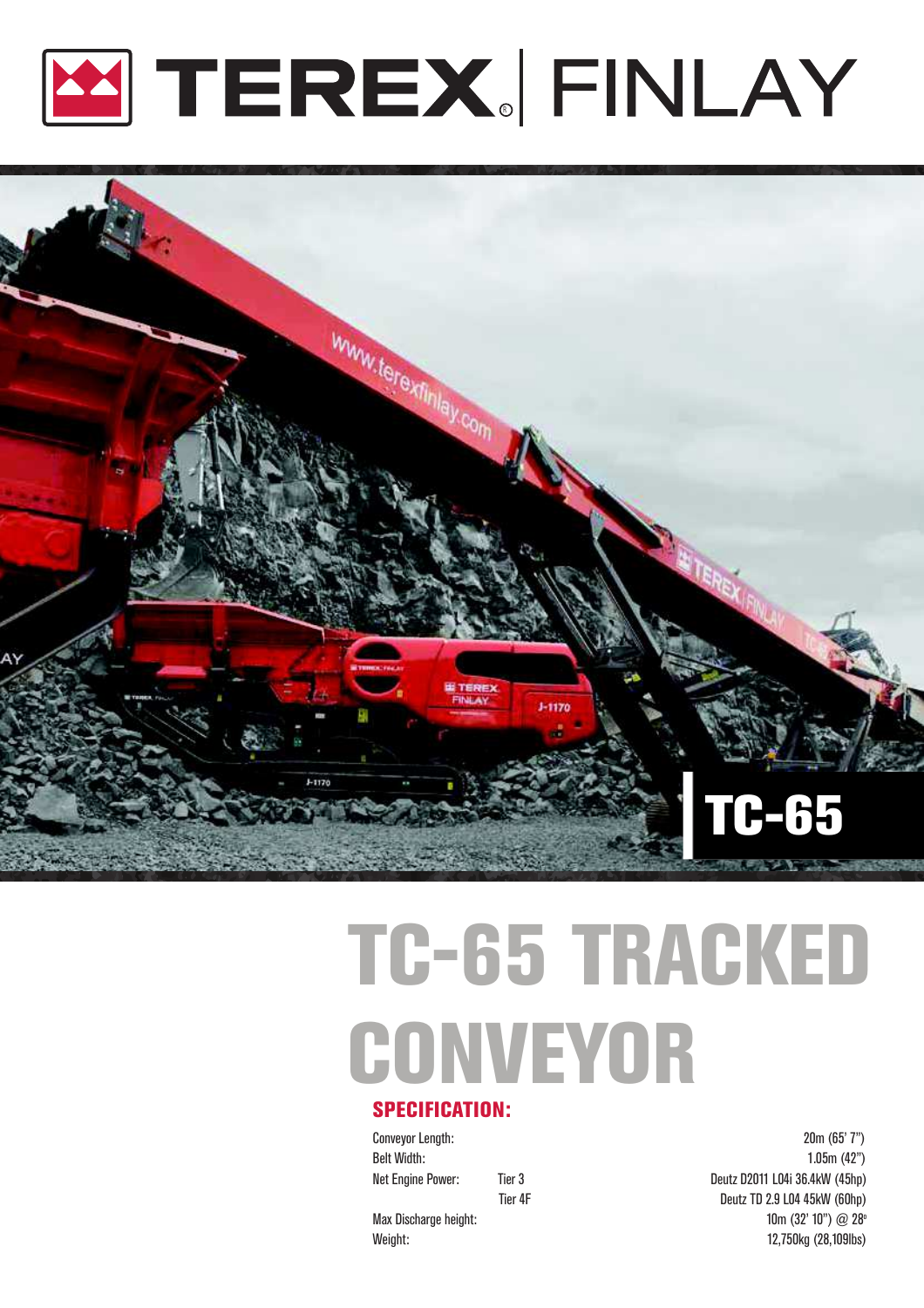# TEREX | FINLAY

TC-65

# TC-65 TRACKED CONVEYOR

## SPECIFICATION:

| | | |
|---|---|---|
| Conveyor Length: | | 20m (65' 7") |
| Belt Width: | | 1.05m (42") |
| Net Engine Power: | Tier 3 | Deutz D2011 L04i 36.4kW (45hp) |
| | Tier 4F | Deutz TD 2.9 L04 45kW (60hp) |
| Max Discharge height: | | 10m (32' 10") @ 28° |
| Weight: | | 12,750kg (28,109lbs) |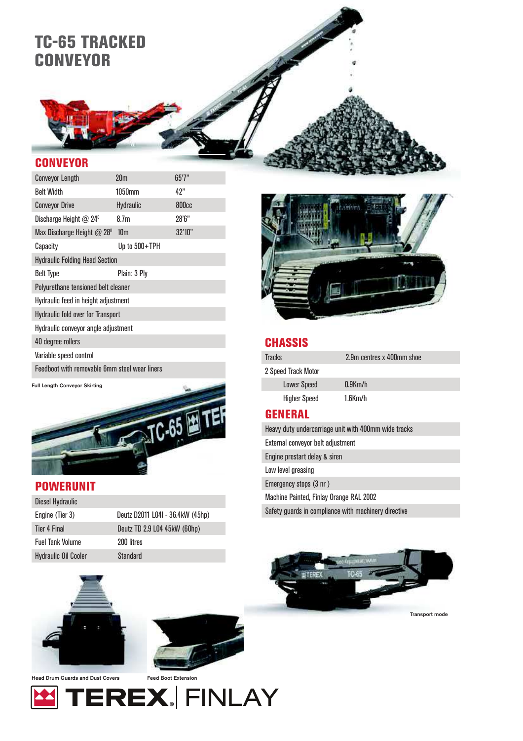# TC-65 TRACKED CONVEYOR

## CONVEYOR

| | | |
|---|---|---|
| Conveyor Length | 20m | 65'7" |
| Belt Width | 1050mm | 42" |
| Conveyor Drive | Hydraulic | 800cc |
| Discharge Height @ 24° | 8.7m | 28'6" |
| Max Discharge Height @ 28° | 10m | 32'10" |
| Capacity | Up to 500+TPH | |
| Hydraulic Folding Head Section | | |
| Belt Type | Plain: 3 Ply | |
| Polyurethane tensioned belt cleaner | | |
| Hydraulic feed in height adjustment | | |
| Hydraulic fold over for Transport | | |
| Hydraulic conveyor angle adjustment | | |
| 40 degree rollers | | |
| Variable speed control | | |
| Feedboot with removable 6mm steel wear liners | | |

Full Length Conveyor Skirting

## POWERUNIT

| | |
|---|---|
| Diesel Hydraulic | |
| Engine (Tier 3) | Deutz D2011 L04I - 36.4kW (45hp) |
| Tier 4 Final | Deutz TD 2.9 L04 45kW (60hp) |
| Fuel Tank Volume | 200 litres |
| Hydraulic Oil Cooler | Standard |

Head Drum Guards and Dust Covers

Feed Boot Extension

## CHASSIS

| | |
|---|---|
| Tracks | 2.9m centres x 400mm shoe |
| 2 Speed Track Motor | |
| Lower Speed | 0.9Km/h |
| Higher Speed | 1.6Km/h |

## GENERAL

| |
|---|
| Heavy duty undercarriage unit with 400mm wide tracks |
| External conveyor belt adjustment |
| Engine prestart delay & siren |
| Low level greasing |
| Emergency stops (3 nr ) |
| Machine Painted, Finlay Orange RAL 2002 |
| Safety guards in compliance with machinery directive |

Transport mode

TEREX | FINLAY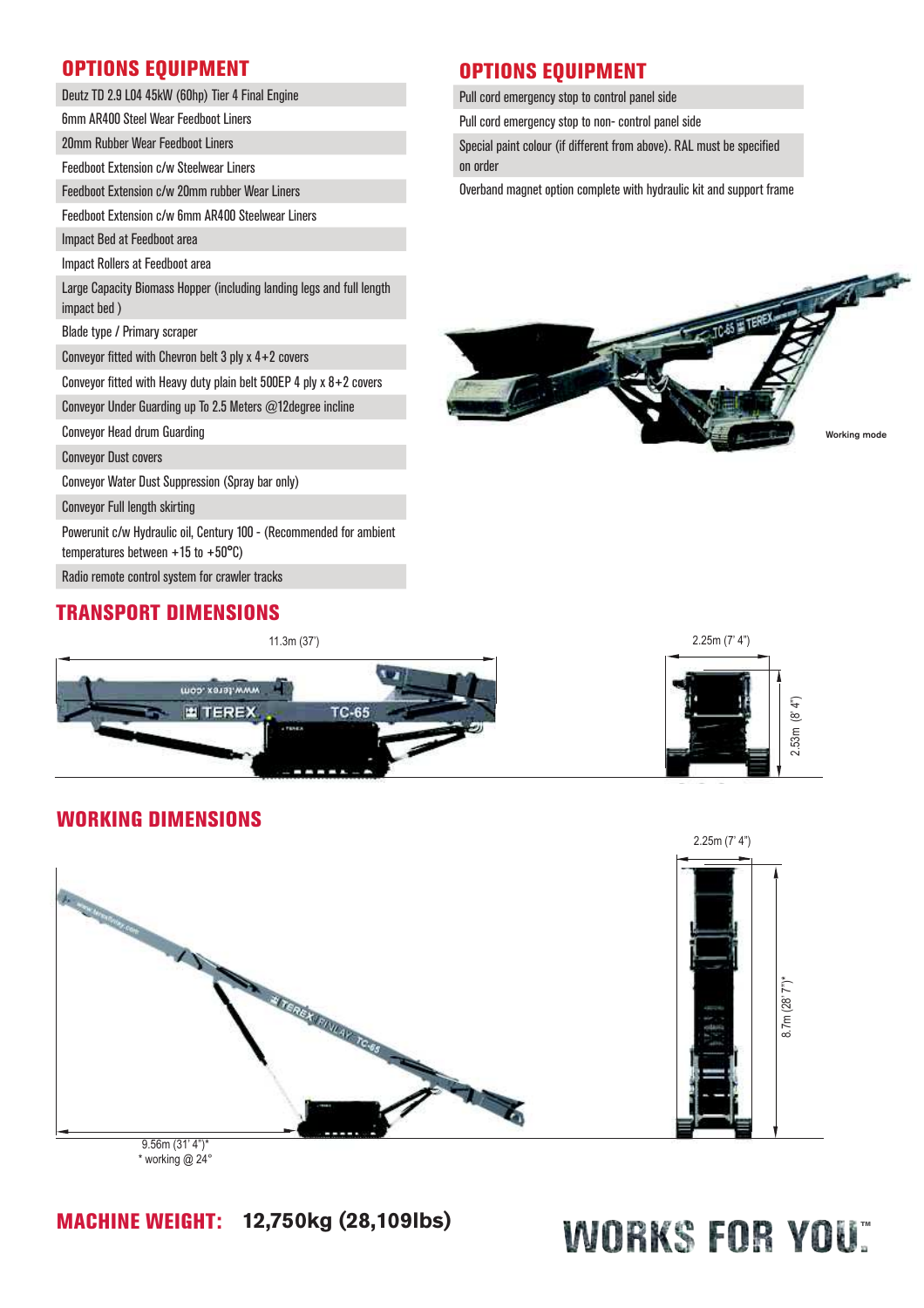## OPTIONS EQUIPMENT

- Deutz TD 2.9 L04 45kW (60hp) Tier 4 Final Engine
- 6mm AR400 Steel Wear Feedboot Liners
- 20mm Rubber Wear Feedboot Liners
- Feedboot Extension c/w Steelwear Liners
- Feedboot Extension c/w 20mm rubber Wear Liners
- Feedboot Extension c/w 6mm AR400 Steelwear Liners
- Impact Bed at Feedboot area
- Impact Rollers at Feedboot area
- Large Capacity Biomass Hopper (including landing legs and full length impact bed )
- Blade type / Primary scraper
- Conveyor fitted with Chevron belt 3 ply x 4+2 covers
- Conveyor fitted with Heavy duty plain belt 500EP 4 ply x 8+2 covers
- Conveyor Under Guarding up To 2.5 Meters @12degree incline
- Conveyor Head drum Guarding
- Conveyor Dust covers
- Conveyor Water Dust Suppression (Spray bar only)
- Conveyor Full length skirting
- Powerunit c/w Hydraulic oil, Century 100 - (Recommended for ambient temperatures between +15 to +50°C)
- Radio remote control system for crawler tracks

## OPTIONS EQUIPMENT

- Pull cord emergency stop to control panel side
- Pull cord emergency stop to non- control panel side
- Special paint colour (if different from above). RAL must be specified on order
- Overband magnet option complete with hydraulic kit and support frame

Working mode

## TRANSPORT DIMENSIONS

11.3m (37')

2.25m (7' 4")

2.53m (8' 4")

## WORKING DIMENSIONS

2.25m (7' 4")

8.7m (28' 7")*

9.56m (31' 4")*

\* working @ 24°

**MACHINE WEIGHT: 12,750kg (28,109lbs)**

WORKS FOR YOU.™